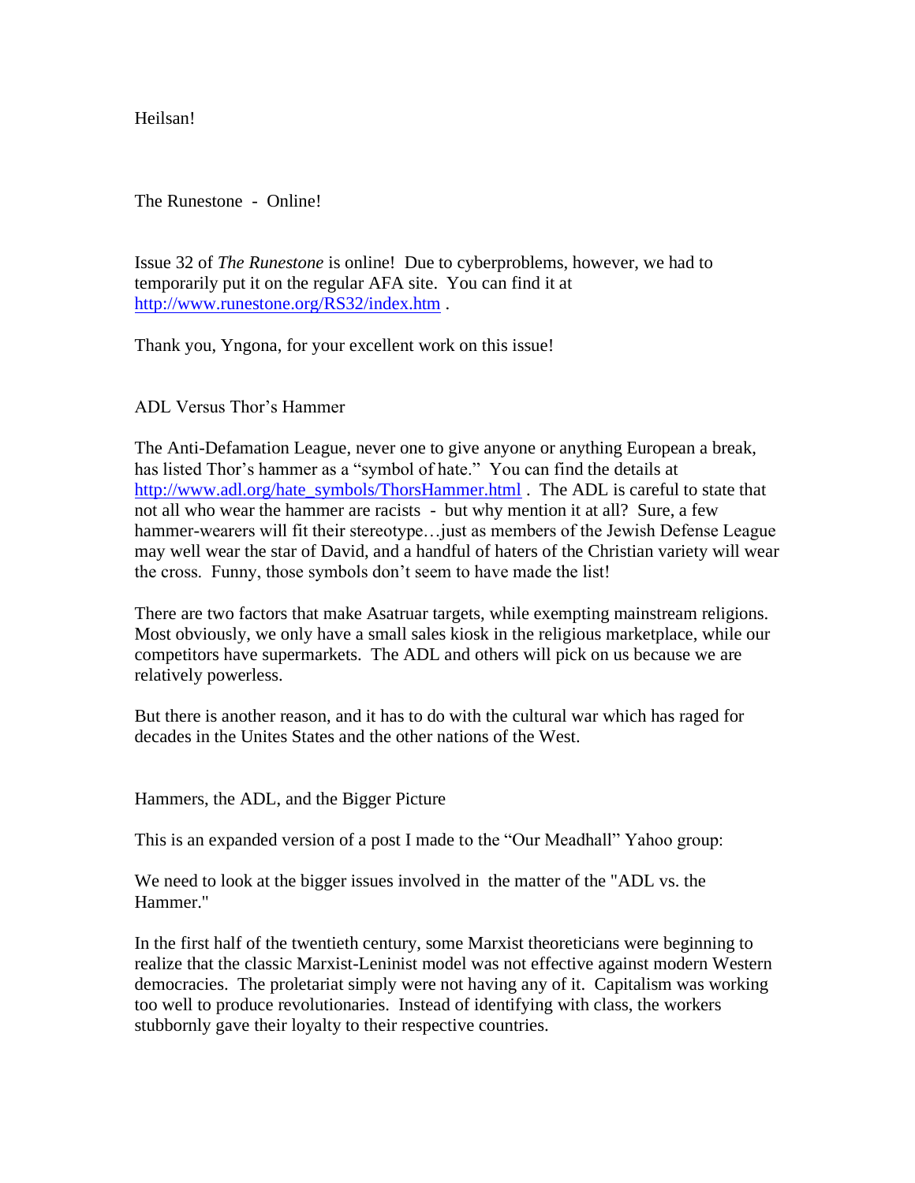Heilsan!

## The Runestone - Online!

Issue 32 of *The Runestone* is online! Due to cyberproblems, however, we had to temporarily put it on the regular AFA site. You can find it at http://www.runestone.org/RS32/index.htm .

Thank you, Yngona, for your excellent work on this issue!

## ADL Versus Thor's Hammer

The Anti-Defamation League, never one to give anyone or anything European a break, has listed Thor's hammer as a "symbol of hate." You can find the details at http://www.adl.org/hate_symbols/ThorsHammer.html . The ADL is careful to state that not all who wear the hammer are racists - but why mention it at all? Sure, a few hammer-wearers will fit their stereotype…just as members of the Jewish Defense League may well wear the star of David, and a handful of haters of the Christian variety will wear the cross. Funny, those symbols don't seem to have made the list!

There are two factors that make Asatruar targets, while exempting mainstream religions. Most obviously, we only have a small sales kiosk in the religious marketplace, while our competitors have supermarkets. The ADL and others will pick on us because we are relatively powerless.

But there is another reason, and it has to do with the cultural war which has raged for decades in the Unites States and the other nations of the West.

## Hammers, the ADL, and the Bigger Picture

This is an expanded version of a post I made to the "Our Meadhall" Yahoo group:

We need to look at the bigger issues involved in the matter of the "ADL vs. the Hammer."

In the first half of the twentieth century, some Marxist theoreticians were beginning to realize that the classic Marxist-Leninist model was not effective against modern Western democracies. The proletariat simply were not having any of it. Capitalism was working too well to produce revolutionaries. Instead of identifying with class, the workers stubbornly gave their loyalty to their respective countries.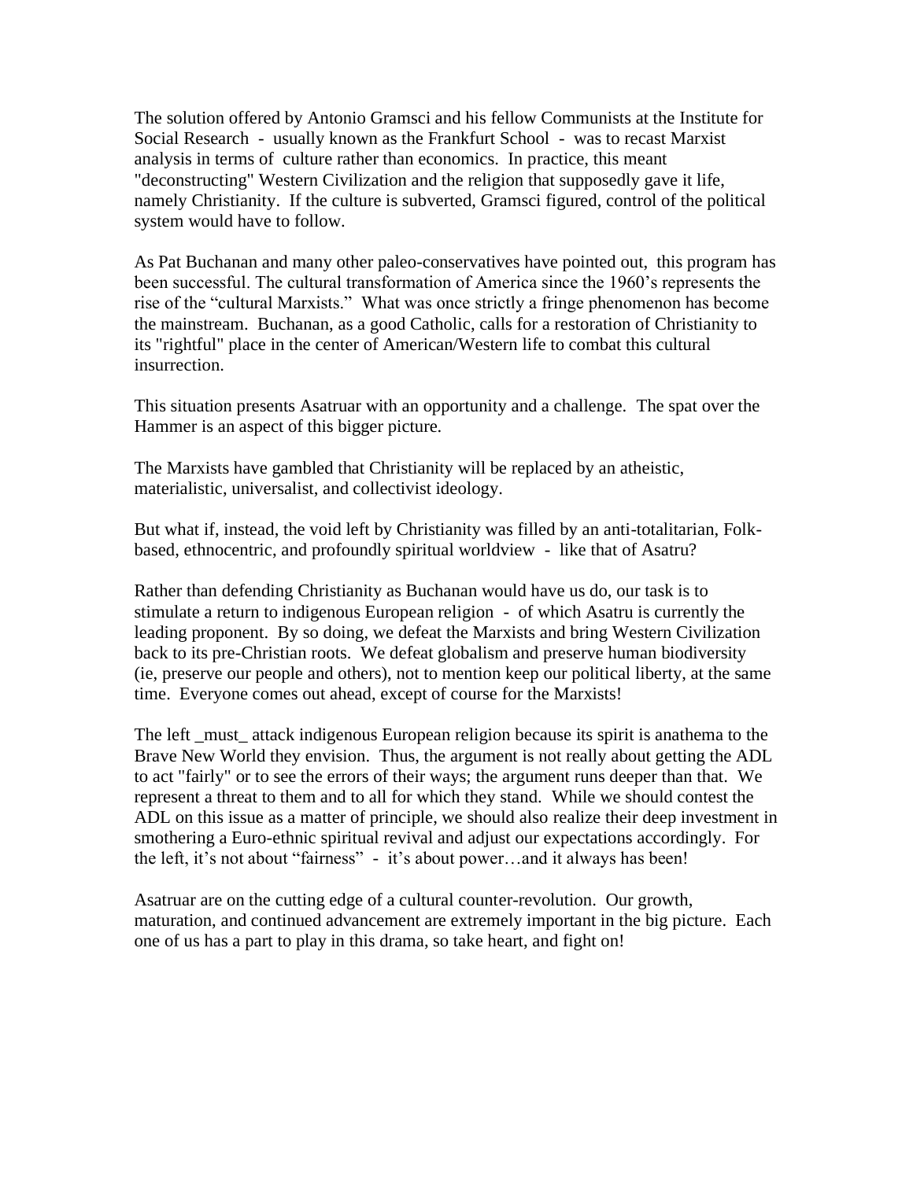The solution offered by Antonio Gramsci and his fellow Communists at the Institute for Social Research - usually known as the Frankfurt School - was to recast Marxist analysis in terms of culture rather than economics. In practice, this meant "deconstructing" Western Civilization and the religion that supposedly gave it life, namely Christianity. If the culture is subverted, Gramsci figured, control of the political system would have to follow.

As Pat Buchanan and many other paleo-conservatives have pointed out, this program has been successful. The cultural transformation of America since the 1960's represents the rise of the "cultural Marxists." What was once strictly a fringe phenomenon has become the mainstream. Buchanan, as a good Catholic, calls for a restoration of Christianity to its "rightful" place in the center of American/Western life to combat this cultural insurrection.

This situation presents Asatruar with an opportunity and a challenge. The spat over the Hammer is an aspect of this bigger picture.

The Marxists have gambled that Christianity will be replaced by an atheistic, materialistic, universalist, and collectivist ideology.

But what if, instead, the void left by Christianity was filled by an anti-totalitarian, Folk-based, ethnocentric, and profoundly spiritual worldview - like that of Asatru?

Rather than defending Christianity as Buchanan would have us do, our task is to stimulate a return to indigenous European religion - of which Asatru is currently the leading proponent. By so doing, we defeat the Marxists and bring Western Civilization back to its pre-Christian roots. We defeat globalism and preserve human biodiversity (ie, preserve our people and others), not to mention keep our political liberty, at the same time. Everyone comes out ahead, except of course for the Marxists!

The left _must_ attack indigenous European religion because its spirit is anathema to the Brave New World they envision. Thus, the argument is not really about getting the ADL to act "fairly" or to see the errors of their ways; the argument runs deeper than that. We represent a threat to them and to all for which they stand. While we should contest the ADL on this issue as a matter of principle, we should also realize their deep investment in smothering a Euro-ethnic spiritual revival and adjust our expectations accordingly. For the left, it's not about "fairness" - it's about power…and it always has been!

Asatruar are on the cutting edge of a cultural counter-revolution. Our growth, maturation, and continued advancement are extremely important in the big picture. Each one of us has a part to play in this drama, so take heart, and fight on!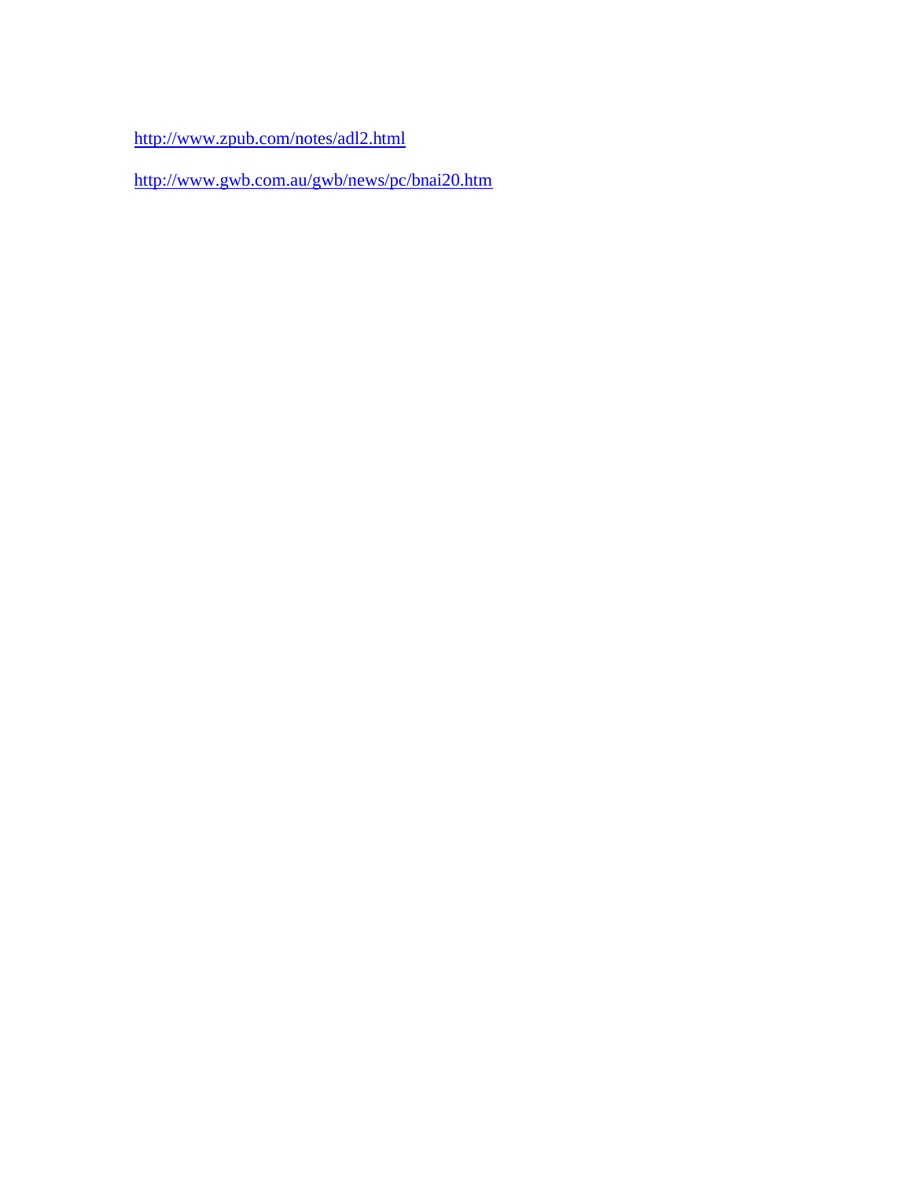http://www.zpub.com/notes/adl2.html

http://www.gwb.com.au/gwb/news/pc/bnai20.htm